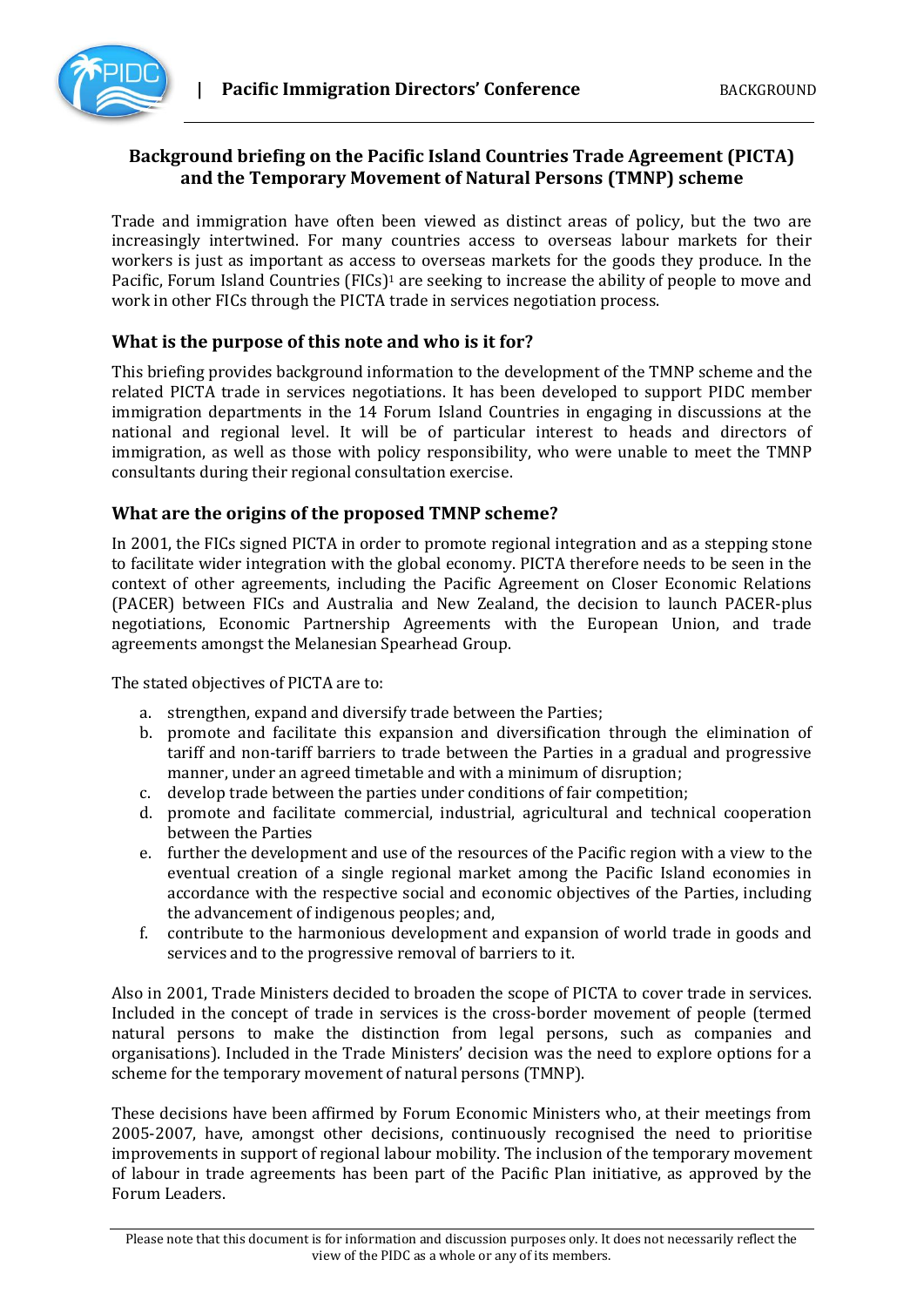## Background briefing on the Pacific Island Countries Trade Agreement (PICTA) and the Temporary Movement of Natural Persons (TMNP) scheme

Trade and immigration have often been viewed as distinct areas of policy, but the two are increasingly intertwined. For many countries access to overseas labour markets for their workers is just as important as access to overseas markets for the goods they produce. In the Pacific, Forum Island Countries (FICs)[1] are seeking to increase the ability of people to move and work in other FICs through the PICTA trade in services negotiation process.

### What is the purpose of this note and who is it for?

This briefing provides background information to the development of the TMNP scheme and the related PICTA trade in services negotiations. It has been developed to support PIDC member immigration departments in the 14 Forum Island Countries in engaging in discussions at the national and regional level. It will be of particular interest to heads and directors of immigration, as well as those with policy responsibility, who were unable to meet the TMNP consultants during their regional consultation exercise.

### What are the origins of the proposed TMNP scheme?

In 2001, the FICs signed PICTA in order to promote regional integration and as a stepping stone to facilitate wider integration with the global economy. PICTA therefore needs to be seen in the context of other agreements, including the Pacific Agreement on Closer Economic Relations (PACER) between FICs and Australia and New Zealand, the decision to launch PACER-plus negotiations, Economic Partnership Agreements with the European Union, and trade agreements amongst the Melanesian Spearhead Group.

The stated objectives of PICTA are to:

a. strengthen, expand and diversify trade between the Parties;
b. promote and facilitate this expansion and diversification through the elimination of tariff and non-tariff barriers to trade between the Parties in a gradual and progressive manner, under an agreed timetable and with a minimum of disruption;
c. develop trade between the parties under conditions of fair competition;
d. promote and facilitate commercial, industrial, agricultural and technical cooperation between the Parties
e. further the development and use of the resources of the Pacific region with a view to the eventual creation of a single regional market among the Pacific Island economies in accordance with the respective social and economic objectives of the Parties, including the advancement of indigenous peoples; and,
f. contribute to the harmonious development and expansion of world trade in goods and services and to the progressive removal of barriers to it.

Also in 2001, Trade Ministers decided to broaden the scope of PICTA to cover trade in services. Included in the concept of trade in services is the cross-border movement of people (termed natural persons to make the distinction from legal persons, such as companies and organisations). Included in the Trade Ministers' decision was the need to explore options for a scheme for the temporary movement of natural persons (TMNP).

These decisions have been affirmed by Forum Economic Ministers who, at their meetings from 2005-2007, have, amongst other decisions, continuously recognised the need to prioritise improvements in support of regional labour mobility. The inclusion of the temporary movement of labour in trade agreements has been part of the Pacific Plan initiative, as approved by the Forum Leaders.

Please note that this document is for information and discussion purposes only. It does not necessarily reflect the view of the PIDC as a whole or any of its members.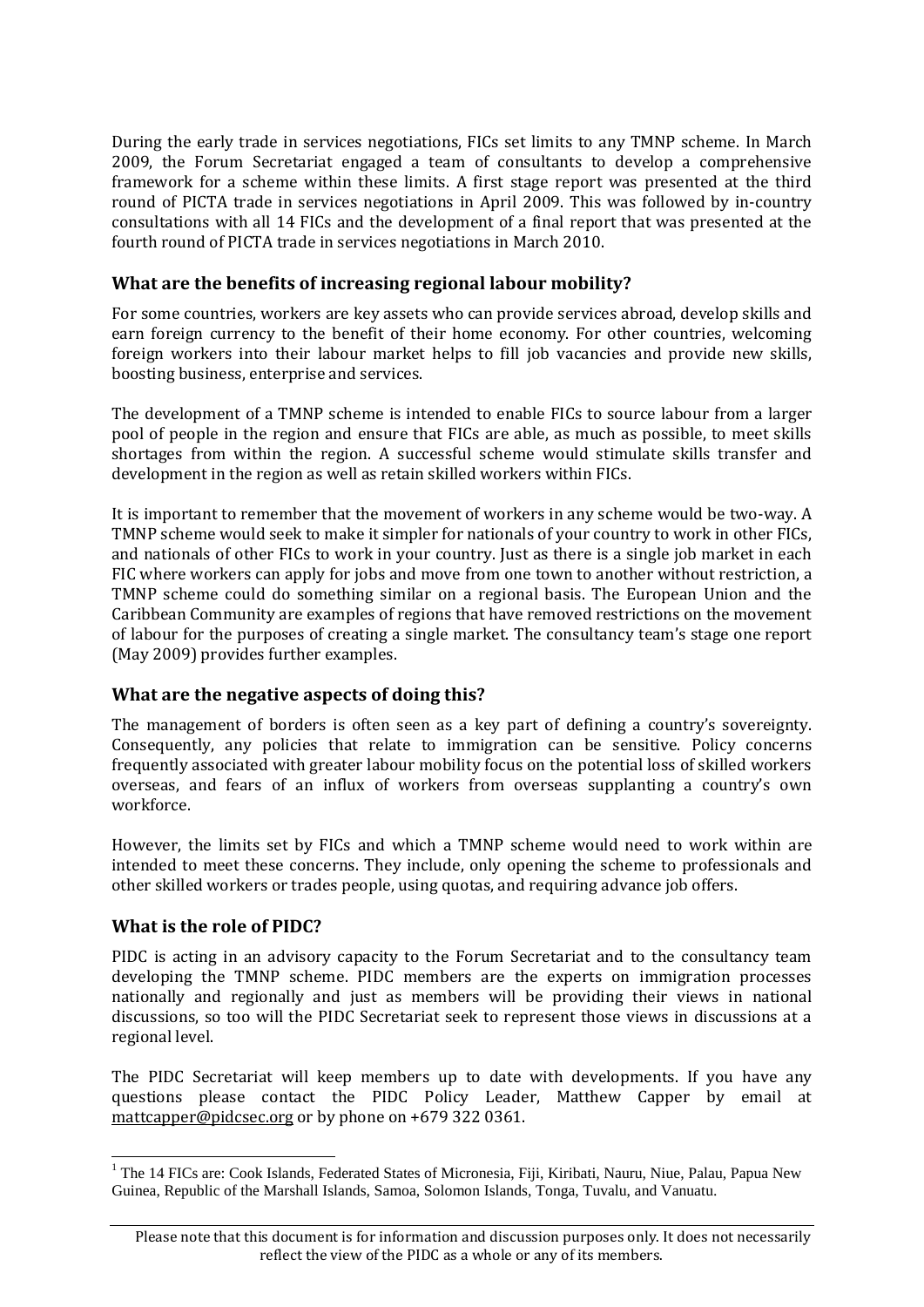During the early trade in services negotiations, FICs set limits to any TMNP scheme. In March 2009, the Forum Secretariat engaged a team of consultants to develop a comprehensive framework for a scheme within these limits. A first stage report was presented at the third round of PICTA trade in services negotiations in April 2009. This was followed by in-country consultations with all 14 FICs and the development of a final report that was presented at the fourth round of PICTA trade in services negotiations in March 2010.

### What are the benefits of increasing regional labour mobility?

For some countries, workers are key assets who can provide services abroad, develop skills and earn foreign currency to the benefit of their home economy. For other countries, welcoming foreign workers into their labour market helps to fill job vacancies and provide new skills, boosting business, enterprise and services.

The development of a TMNP scheme is intended to enable FICs to source labour from a larger pool of people in the region and ensure that FICs are able, as much as possible, to meet skills shortages from within the region. A successful scheme would stimulate skills transfer and development in the region as well as retain skilled workers within FICs.

It is important to remember that the movement of workers in any scheme would be two-way. A TMNP scheme would seek to make it simpler for nationals of your country to work in other FICs, and nationals of other FICs to work in your country. Just as there is a single job market in each FIC where workers can apply for jobs and move from one town to another without restriction, a TMNP scheme could do something similar on a regional basis. The European Union and the Caribbean Community are examples of regions that have removed restrictions on the movement of labour for the purposes of creating a single market. The consultancy team's stage one report (May 2009) provides further examples.

### What are the negative aspects of doing this?

The management of borders is often seen as a key part of defining a country's sovereignty. Consequently, any policies that relate to immigration can be sensitive. Policy concerns frequently associated with greater labour mobility focus on the potential loss of skilled workers overseas, and fears of an influx of workers from overseas supplanting a country's own workforce.

However, the limits set by FICs and which a TMNP scheme would need to work within are intended to meet these concerns. They include, only opening the scheme to professionals and other skilled workers or trades people, using quotas, and requiring advance job offers.

### What is the role of PIDC?

PIDC is acting in an advisory capacity to the Forum Secretariat and to the consultancy team developing the TMNP scheme. PIDC members are the experts on immigration processes nationally and regionally and just as members will be providing their views in national discussions, so too will the PIDC Secretariat seek to represent those views in discussions at a regional level.

The PIDC Secretariat will keep members up to date with developments. If you have any questions please contact the PIDC Policy Leader, Matthew Capper by email at mattcapper@pidcsec.org or by phone on +679 322 0361.

[1] The 14 FICs are: Cook Islands, Federated States of Micronesia, Fiji, Kiribati, Nauru, Niue, Palau, Papua New Guinea, Republic of the Marshall Islands, Samoa, Solomon Islands, Tonga, Tuvalu, and Vanuatu.

Please note that this document is for information and discussion purposes only. It does not necessarily reflect the view of the PIDC as a whole or any of its members.